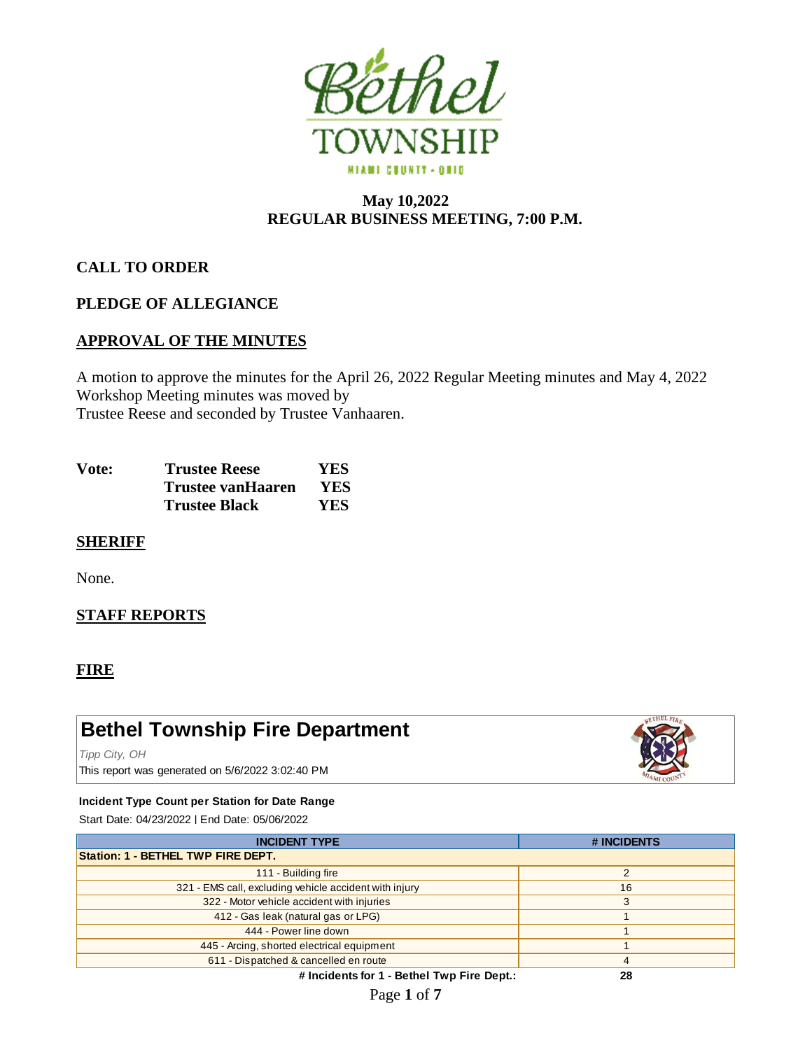# Bethel TOWNSHIP

MIAMI COUNTY - OHIO

**May 10,2022**
**REGULAR BUSINESS MEETING, 7:00 P.M.**

## CALL TO ORDER

## PLEDGE OF ALLEGIANCE

## APPROVAL OF THE MINUTES

A motion to approve the minutes for the April 26, 2022 Regular Meeting minutes and May 4, 2022 Workshop Meeting minutes was moved by
Trustee Reese and seconded by Trustee Vanhaaren.

| **Vote:** | **Trustee Reese** | **YES** |
|---|---|---|
| | **Trustee vanHaaren** | **YES** |
| | **Trustee Black** | **YES** |

## SHERIFF

None.

## STAFF REPORTS

## FIRE

### Bethel Township Fire Department

*Tipp City, OH*

This report was generated on 5/6/2022 3:02:40 PM

**Incident Type Count per Station for Date Range**

Start Date: 04/23/2022 | End Date: 05/06/2022

| INCIDENT TYPE | # INCIDENTS |
|---|---|
| **Station: 1 - BETHEL TWP FIRE DEPT.** | |
| 111 - Building fire | 2 |
| 321 - EMS call, excluding vehicle accident with injury | 16 |
| 322 - Motor vehicle accident with injuries | 3 |
| 412 - Gas leak (natural gas or LPG) | 1 |
| 444 - Power line down | 1 |
| 445 - Arcing, shorted electrical equipment | 1 |
| 611 - Dispatched & cancelled en route | 4 |
| **# Incidents for 1 - Bethel Twp Fire Dept.:** | **28** |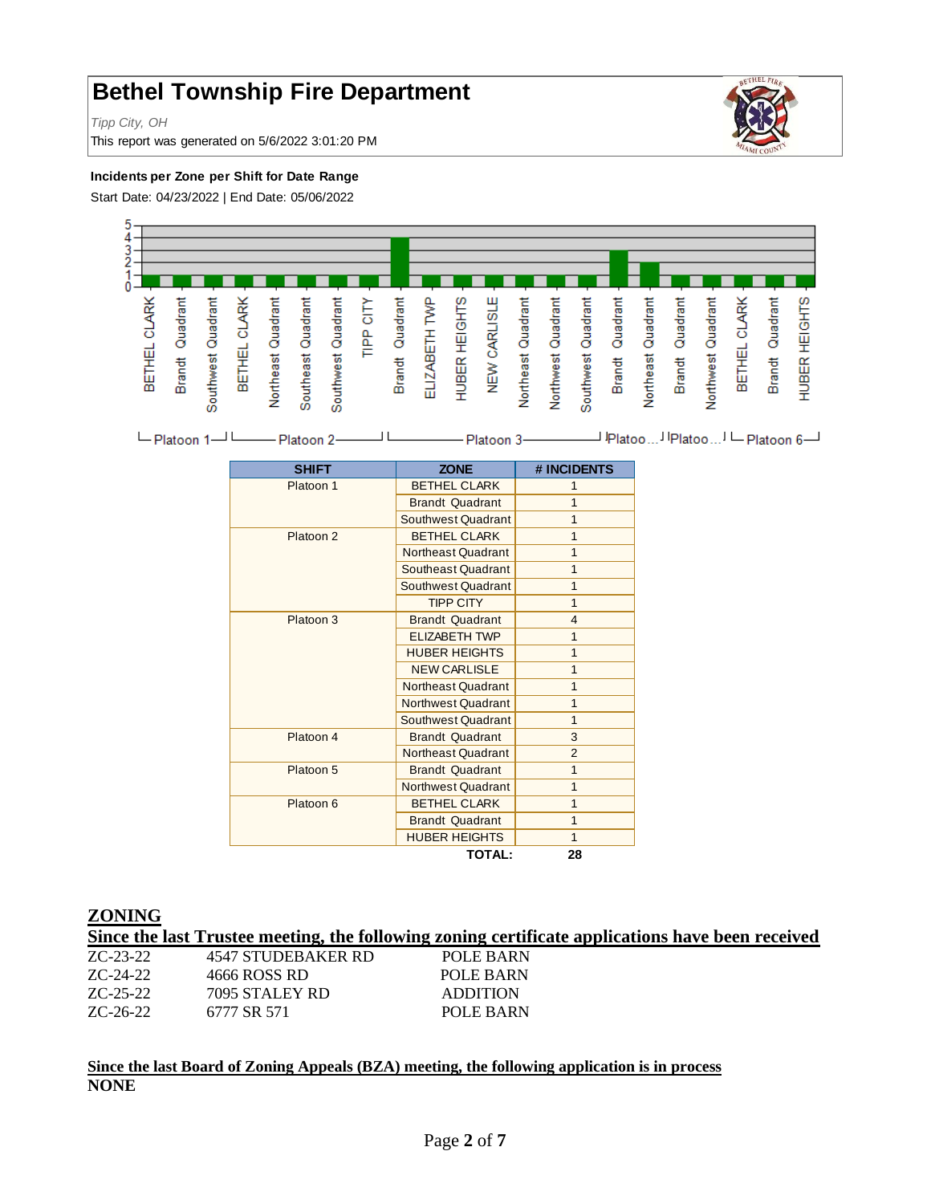# Bethel Township Fire Department

*Tipp City, OH*

This report was generated on 5/6/2022 3:01:20 PM

**Incidents per Zone per Shift for Date Range**

Start Date: 04/23/2022 | End Date: 05/06/2022

| SHIFT | ZONE | # INCIDENTS |
|---|---|---|
| Platoon 1 | BETHEL CLARK | 1 |
| | Brandt Quadrant | 1 |
| | Southwest Quadrant | 1 |
| Platoon 2 | BETHEL CLARK | 1 |
| | Northeast Quadrant | 1 |
| | Southeast Quadrant | 1 |
| | Southwest Quadrant | 1 |
| | TIPP CITY | 1 |
| Platoon 3 | Brandt Quadrant | 4 |
| | ELIZABETH TWP | 1 |
| | HUBER HEIGHTS | 1 |
| | NEW CARLISLE | 1 |
| | Northeast Quadrant | 1 |
| | Northwest Quadrant | 1 |
| | Southwest Quadrant | 1 |
| Platoon 4 | Brandt Quadrant | 3 |
| | Northeast Quadrant | 2 |
| Platoon 5 | Brandt Quadrant | 1 |
| | Northwest Quadrant | 1 |
| Platoon 6 | BETHEL CLARK | 1 |
| | Brandt Quadrant | 1 |
| | HUBER HEIGHTS | 1 |
| | **TOTAL:** | **28** |

## ZONING

**Since the last Trustee meeting, the following zoning certificate applications have been received**

| | | |
|---|---|---|
| ZC-23-22 | 4547 STUDEBAKER RD | POLE BARN |
| ZC-24-22 | 4666 ROSS RD | POLE BARN |
| ZC-25-22 | 7095 STALEY RD | ADDITION |
| ZC-26-22 | 6777 SR 571 | POLE BARN |

**Since the last Board of Zoning Appeals (BZA) meeting, the following application is in process**

**NONE**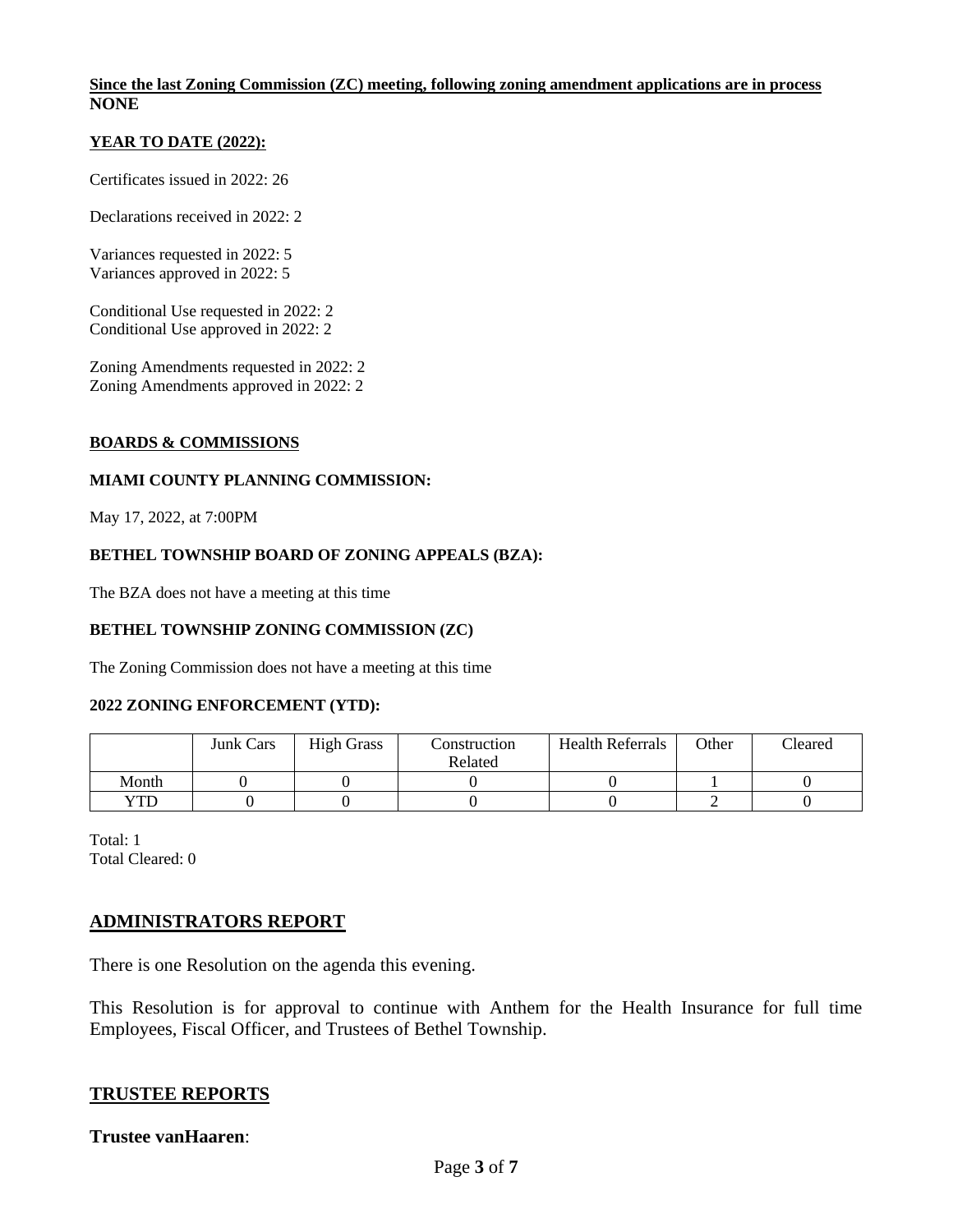**Since the last Zoning Commission (ZC) meeting, following zoning amendment applications are in process**
**NONE**

**YEAR TO DATE (2022):**

Certificates issued in 2022: 26

Declarations received in 2022: 2

Variances requested in 2022: 5
Variances approved in 2022: 5

Conditional Use requested in 2022: 2
Conditional Use approved in 2022: 2

Zoning Amendments requested in 2022: 2
Zoning Amendments approved in 2022: 2

**BOARDS & COMMISSIONS**

**MIAMI COUNTY PLANNING COMMISSION:**

May 17, 2022, at 7:00PM

**BETHEL TOWNSHIP BOARD OF ZONING APPEALS (BZA):**

The BZA does not have a meeting at this time

**BETHEL TOWNSHIP ZONING COMMISSION (ZC)**

The Zoning Commission does not have a meeting at this time

**2022 ZONING ENFORCEMENT (YTD):**

| | Junk Cars | High Grass | Construction Related | Health Referrals | Other | Cleared |
|---|---|---|---|---|---|---|
| Month | 0 | 0 | 0 | 0 | 1 | 0 |
| YTD | 0 | 0 | 0 | 0 | 2 | 0 |

Total: 1
Total Cleared: 0

## ADMINISTRATORS REPORT

There is one Resolution on the agenda this evening.

This Resolution is for approval to continue with Anthem for the Health Insurance for full time Employees, Fiscal Officer, and Trustees of Bethel Township.

## TRUSTEE REPORTS

**Trustee vanHaaren**: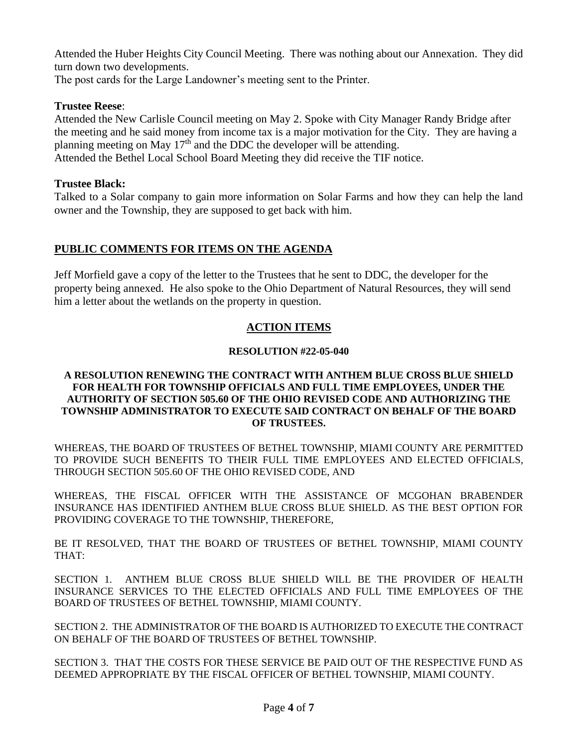Attended the Huber Heights City Council Meeting. There was nothing about our Annexation. They did turn down two developments.
The post cards for the Large Landowner's meeting sent to the Printer.

**Trustee Reese**:
Attended the New Carlisle Council meeting on May 2. Spoke with City Manager Randy Bridge after the meeting and he said money from income tax is a major motivation for the City. They are having a planning meeting on May 17th and the DDC the developer will be attending.
Attended the Bethel Local School Board Meeting they did receive the TIF notice.

**Trustee Black:**
Talked to a Solar company to gain more information on Solar Farms and how they can help the land owner and the Township, they are supposed to get back with him.

## PUBLIC COMMENTS FOR ITEMS ON THE AGENDA

Jeff Morfield gave a copy of the letter to the Trustees that he sent to DDC, the developer for the property being annexed. He also spoke to the Ohio Department of Natural Resources, they will send him a letter about the wetlands on the property in question.

## ACTION ITEMS

### RESOLUTION #22-05-040

**A RESOLUTION RENEWING THE CONTRACT WITH ANTHEM BLUE CROSS BLUE SHIELD FOR HEALTH FOR TOWNSHIP OFFICIALS AND FULL TIME EMPLOYEES, UNDER THE AUTHORITY OF SECTION 505.60 OF THE OHIO REVISED CODE AND AUTHORIZING THE TOWNSHIP ADMINISTRATOR TO EXECUTE SAID CONTRACT ON BEHALF OF THE BOARD OF TRUSTEES.**

WHEREAS, THE BOARD OF TRUSTEES OF BETHEL TOWNSHIP, MIAMI COUNTY ARE PERMITTED TO PROVIDE SUCH BENEFITS TO THEIR FULL TIME EMPLOYEES AND ELECTED OFFICIALS, THROUGH SECTION 505.60 OF THE OHIO REVISED CODE, AND

WHEREAS, THE FISCAL OFFICER WITH THE ASSISTANCE OF MCGOHAN BRABENDER INSURANCE HAS IDENTIFIED ANTHEM BLUE CROSS BLUE SHIELD. AS THE BEST OPTION FOR PROVIDING COVERAGE TO THE TOWNSHIP, THEREFORE,

BE IT RESOLVED, THAT THE BOARD OF TRUSTEES OF BETHEL TOWNSHIP, MIAMI COUNTY THAT:

SECTION 1. ANTHEM BLUE CROSS BLUE SHIELD WILL BE THE PROVIDER OF HEALTH INSURANCE SERVICES TO THE ELECTED OFFICIALS AND FULL TIME EMPLOYEES OF THE BOARD OF TRUSTEES OF BETHEL TOWNSHIP, MIAMI COUNTY.

SECTION 2. THE ADMINISTRATOR OF THE BOARD IS AUTHORIZED TO EXECUTE THE CONTRACT ON BEHALF OF THE BOARD OF TRUSTEES OF BETHEL TOWNSHIP.

SECTION 3. THAT THE COSTS FOR THESE SERVICE BE PAID OUT OF THE RESPECTIVE FUND AS DEEMED APPROPRIATE BY THE FISCAL OFFICER OF BETHEL TOWNSHIP, MIAMI COUNTY.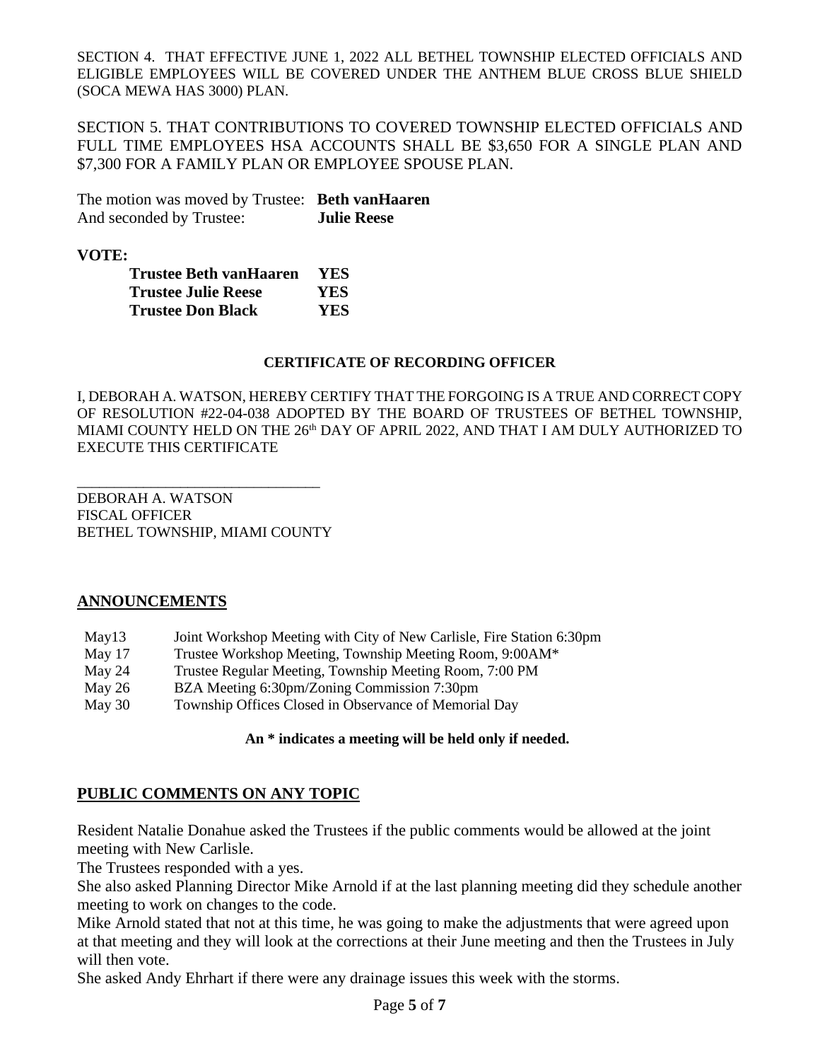SECTION 4. THAT EFFECTIVE JUNE 1, 2022 ALL BETHEL TOWNSHIP ELECTED OFFICIALS AND ELIGIBLE EMPLOYEES WILL BE COVERED UNDER THE ANTHEM BLUE CROSS BLUE SHIELD (SOCA MEWA HAS 3000) PLAN.

SECTION 5. THAT CONTRIBUTIONS TO COVERED TOWNSHIP ELECTED OFFICIALS AND FULL TIME EMPLOYEES HSA ACCOUNTS SHALL BE $3,650 FOR A SINGLE PLAN AND $7,300 FOR A FAMILY PLAN OR EMPLOYEE SPOUSE PLAN.

The motion was moved by Trustee: **Beth vanHaaren**
And seconded by Trustee: **Julie Reese**

**VOTE:**

| | |
|---|---|
| **Trustee Beth vanHaaren** | **YES** |
| **Trustee Julie Reese** | **YES** |
| **Trustee Don Black** | **YES** |

**CERTIFICATE OF RECORDING OFFICER**

I, DEBORAH A. WATSON, HEREBY CERTIFY THAT THE FORGOING IS A TRUE AND CORRECT COPY OF RESOLUTION #22-04-038 ADOPTED BY THE BOARD OF TRUSTEES OF BETHEL TOWNSHIP, MIAMI COUNTY HELD ON THE 26th DAY OF APRIL 2022, AND THAT I AM DULY AUTHORIZED TO EXECUTE THIS CERTIFICATE

_________________________________
DEBORAH A. WATSON
FISCAL OFFICER
BETHEL TOWNSHIP, MIAMI COUNTY

## ANNOUNCEMENTS

| | |
|---|---|
| May13 | Joint Workshop Meeting with City of New Carlisle, Fire Station 6:30pm |
| May 17 | Trustee Workshop Meeting, Township Meeting Room, 9:00AM* |
| May 24 | Trustee Regular Meeting, Township Meeting Room, 7:00 PM |
| May 26 | BZA Meeting 6:30pm/Zoning Commission 7:30pm |
| May 30 | Township Offices Closed in Observance of Memorial Day |

**An * indicates a meeting will be held only if needed.**

## PUBLIC COMMENTS ON ANY TOPIC

Resident Natalie Donahue asked the Trustees if the public comments would be allowed at the joint meeting with New Carlisle.

The Trustees responded with a yes.

She also asked Planning Director Mike Arnold if at the last planning meeting did they schedule another meeting to work on changes to the code.

Mike Arnold stated that not at this time, he was going to make the adjustments that were agreed upon at that meeting and they will look at the corrections at their June meeting and then the Trustees in July will then vote.

She asked Andy Ehrhart if there were any drainage issues this week with the storms.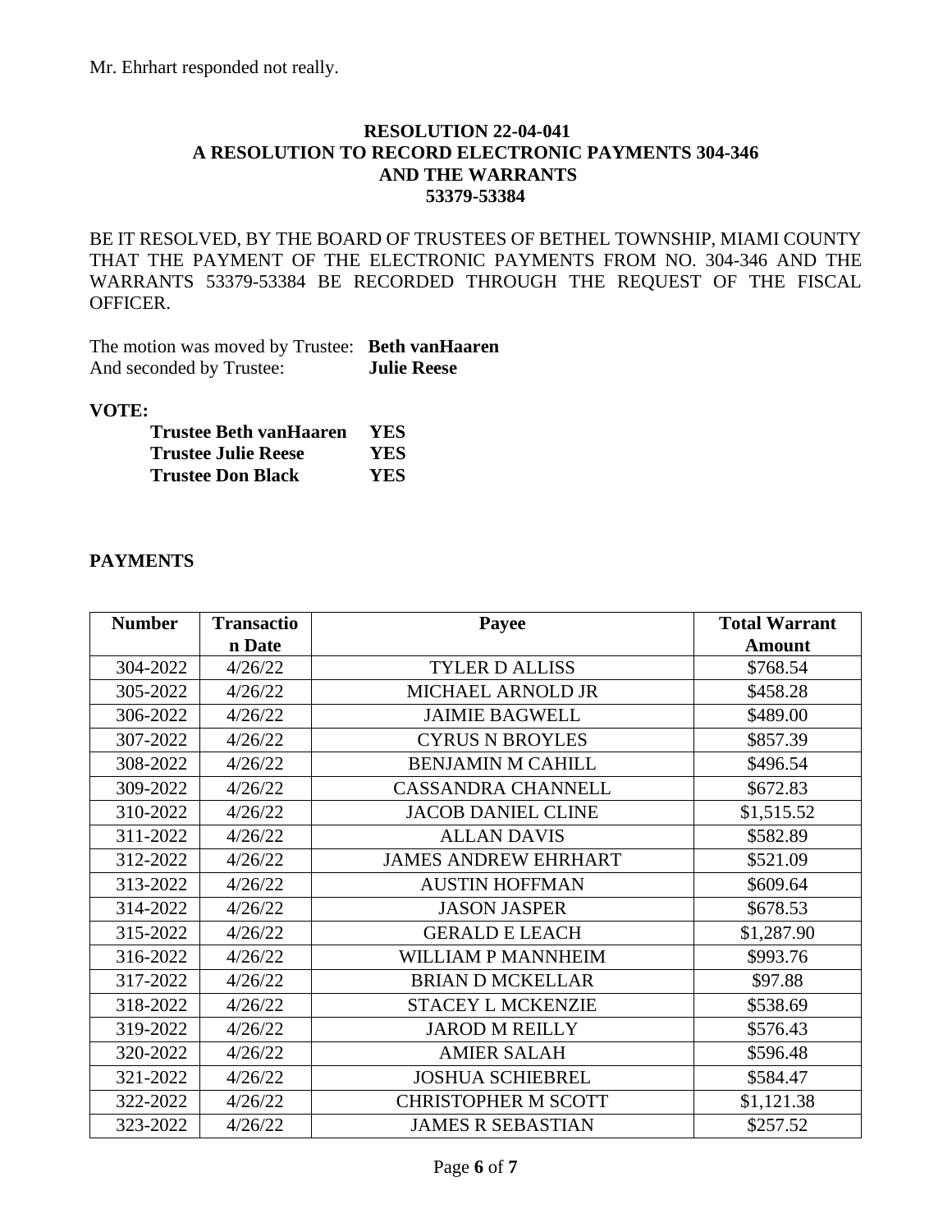Mr. Ehrhart responded not really.

**RESOLUTION 22-04-041**
**A RESOLUTION TO RECORD ELECTRONIC PAYMENTS 304-346**
**AND THE WARRANTS**
**53379-53384**

BE IT RESOLVED, BY THE BOARD OF TRUSTEES OF BETHEL TOWNSHIP, MIAMI COUNTY THAT THE PAYMENT OF THE ELECTRONIC PAYMENTS FROM NO. 304-346 AND THE WARRANTS 53379-53384 BE RECORDED THROUGH THE REQUEST OF THE FISCAL OFFICER.

The motion was moved by Trustee: **Beth vanHaaren**
And seconded by Trustee: **Julie Reese**

**VOTE:**

**Trustee Beth vanHaaren YES**
**Trustee Julie Reese YES**
**Trustee Don Black YES**

**PAYMENTS**

| Number | Transaction Date | Payee | Total Warrant Amount |
|---|---|---|---|
| 304-2022 | 4/26/22 | TYLER D ALLISS | $768.54 |
| 305-2022 | 4/26/22 | MICHAEL ARNOLD JR | $458.28 |
| 306-2022 | 4/26/22 | JAIMIE BAGWELL | $489.00 |
| 307-2022 | 4/26/22 | CYRUS N BROYLES | $857.39 |
| 308-2022 | 4/26/22 | BENJAMIN M CAHILL | $496.54 |
| 309-2022 | 4/26/22 | CASSANDRA CHANNELL | $672.83 |
| 310-2022 | 4/26/22 | JACOB DANIEL CLINE | $1,515.52 |
| 311-2022 | 4/26/22 | ALLAN DAVIS | $582.89 |
| 312-2022 | 4/26/22 | JAMES ANDREW EHRHART | $521.09 |
| 313-2022 | 4/26/22 | AUSTIN HOFFMAN | $609.64 |
| 314-2022 | 4/26/22 | JASON JASPER | $678.53 |
| 315-2022 | 4/26/22 | GERALD E LEACH | $1,287.90 |
| 316-2022 | 4/26/22 | WILLIAM P MANNHEIM | $993.76 |
| 317-2022 | 4/26/22 | BRIAN D MCKELLAR | $97.88 |
| 318-2022 | 4/26/22 | STACEY L MCKENZIE | $538.69 |
| 319-2022 | 4/26/22 | JAROD M REILLY | $576.43 |
| 320-2022 | 4/26/22 | AMIER SALAH | $596.48 |
| 321-2022 | 4/26/22 | JOSHUA SCHIEBREL | $584.47 |
| 322-2022 | 4/26/22 | CHRISTOPHER M SCOTT | $1,121.38 |
| 323-2022 | 4/26/22 | JAMES R SEBASTIAN | $257.52 |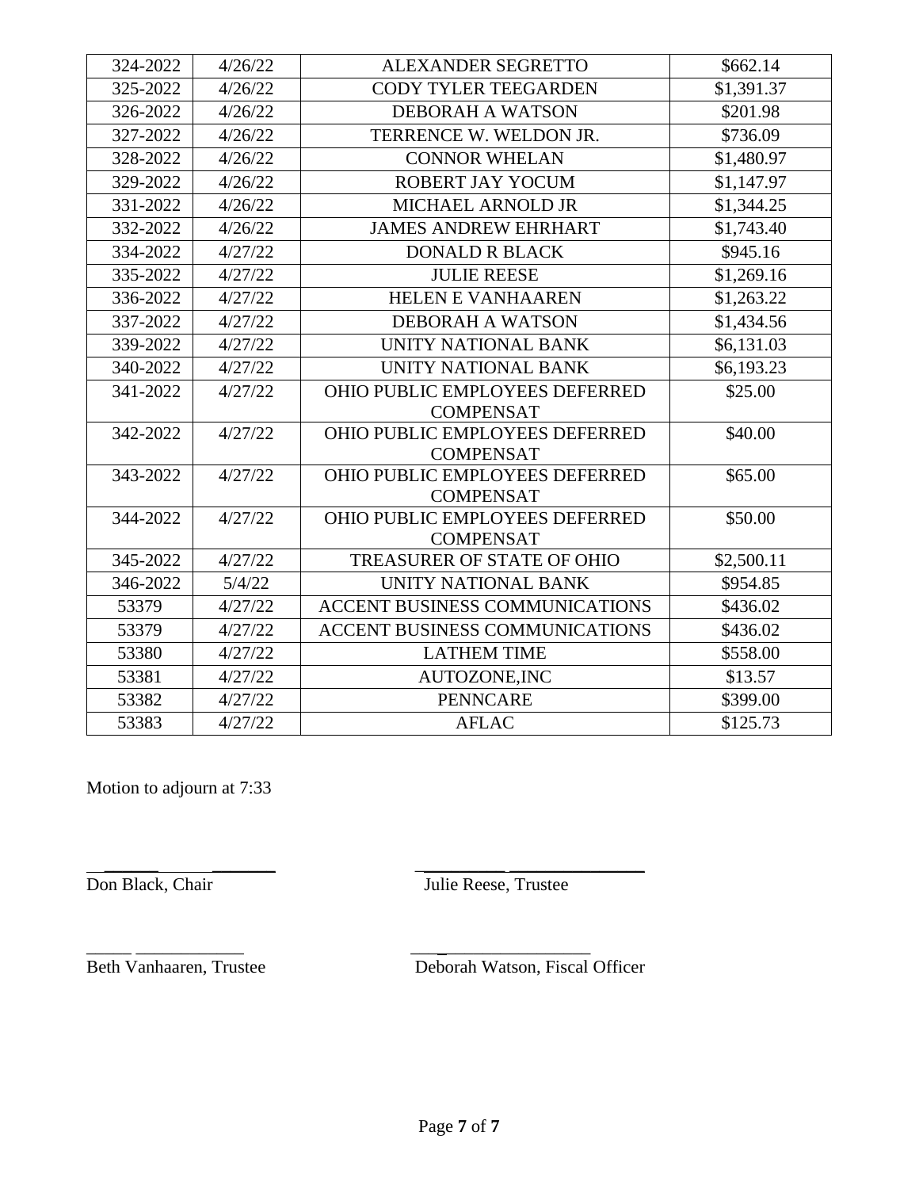| | | | |
|---|---|---|---|
| 324-2022 | 4/26/22 | ALEXANDER SEGRETTO | $662.14 |
| 325-2022 | 4/26/22 | CODY TYLER TEEGARDEN | $1,391.37 |
| 326-2022 | 4/26/22 | DEBORAH A WATSON | $201.98 |
| 327-2022 | 4/26/22 | TERRENCE W. WELDON JR. | $736.09 |
| 328-2022 | 4/26/22 | CONNOR WHELAN | $1,480.97 |
| 329-2022 | 4/26/22 | ROBERT JAY YOCUM | $1,147.97 |
| 331-2022 | 4/26/22 | MICHAEL ARNOLD JR | $1,344.25 |
| 332-2022 | 4/26/22 | JAMES ANDREW EHRHART | $1,743.40 |
| 334-2022 | 4/27/22 | DONALD R BLACK | $945.16 |
| 335-2022 | 4/27/22 | JULIE REESE | $1,269.16 |
| 336-2022 | 4/27/22 | HELEN E VANHAAREN | $1,263.22 |
| 337-2022 | 4/27/22 | DEBORAH A WATSON | $1,434.56 |
| 339-2022 | 4/27/22 | UNITY NATIONAL BANK | $6,131.03 |
| 340-2022 | 4/27/22 | UNITY NATIONAL BANK | $6,193.23 |
| 341-2022 | 4/27/22 | OHIO PUBLIC EMPLOYEES DEFERRED COMPENSAT | $25.00 |
| 342-2022 | 4/27/22 | OHIO PUBLIC EMPLOYEES DEFERRED COMPENSAT | $40.00 |
| 343-2022 | 4/27/22 | OHIO PUBLIC EMPLOYEES DEFERRED COMPENSAT | $65.00 |
| 344-2022 | 4/27/22 | OHIO PUBLIC EMPLOYEES DEFERRED COMPENSAT | $50.00 |
| 345-2022 | 4/27/22 | TREASURER OF STATE OF OHIO | $2,500.11 |
| 346-2022 | 5/4/22 | UNITY NATIONAL BANK | $954.85 |
| 53379 | 4/27/22 | ACCENT BUSINESS COMMUNICATIONS | $436.02 |
| 53379 | 4/27/22 | ACCENT BUSINESS COMMUNICATIONS | $436.02 |
| 53380 | 4/27/22 | LATHEM TIME | $558.00 |
| 53381 | 4/27/22 | AUTOZONE,INC | $13.57 |
| 53382 | 4/27/22 | PENNCARE | $399.00 |
| 53383 | 4/27/22 | AFLAC | $125.73 |

Motion to adjourn at 7:33

Don Black, Chair

Julie Reese, Trustee

Beth Vanhaaren, Trustee

Deborah Watson, Fiscal Officer